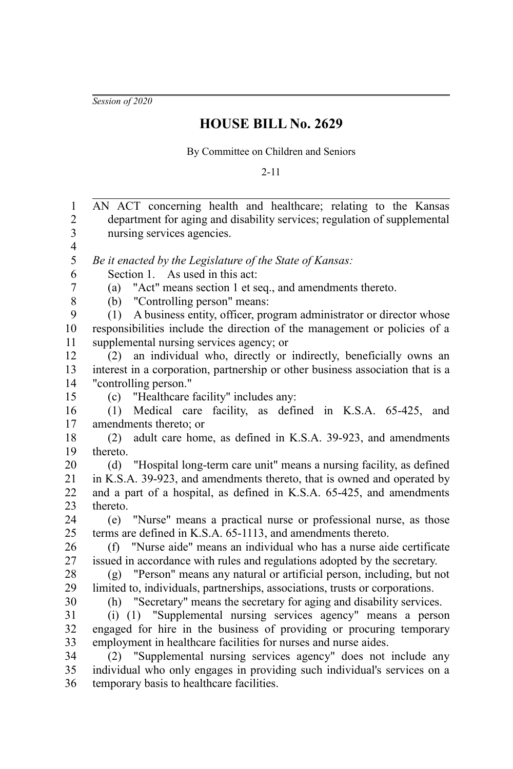*Session of 2020*

# HOUSE BILL No. 2629

By Committee on Children and Seniors

2-11

AN ACT concerning health and healthcare; relating to the Kansas department for aging and disability services; regulation of supplemental nursing services agencies.

*Be it enacted by the Legislature of the State of Kansas:*

Section 1. As used in this act:

(a) "Act" means section 1 et seq., and amendments thereto.

(b) "Controlling person" means:

(1) A business entity, officer, program administrator or director whose responsibilities include the direction of the management or policies of a supplemental nursing services agency; or

(2) an individual who, directly or indirectly, beneficially owns an interest in a corporation, partnership or other business association that is a "controlling person."

(c) "Healthcare facility" includes any:

(1) Medical care facility, as defined in K.S.A. 65-425, and amendments thereto; or

(2) adult care home, as defined in K.S.A. 39-923, and amendments thereto.

(d) "Hospital long-term care unit" means a nursing facility, as defined in K.S.A. 39-923, and amendments thereto, that is owned and operated by and a part of a hospital, as defined in K.S.A. 65-425, and amendments thereto.

(e) "Nurse" means a practical nurse or professional nurse, as those terms are defined in K.S.A. 65-1113, and amendments thereto.

(f) "Nurse aide" means an individual who has a nurse aide certificate issued in accordance with rules and regulations adopted by the secretary.

(g) "Person" means any natural or artificial person, including, but not limited to, individuals, partnerships, associations, trusts or corporations.

(h) "Secretary" means the secretary for aging and disability services.

(i) (1) "Supplemental nursing services agency" means a person engaged for hire in the business of providing or procuring temporary employment in healthcare facilities for nurses and nurse aides.

(2) "Supplemental nursing services agency" does not include any individual who only engages in providing such individual's services on a temporary basis to healthcare facilities.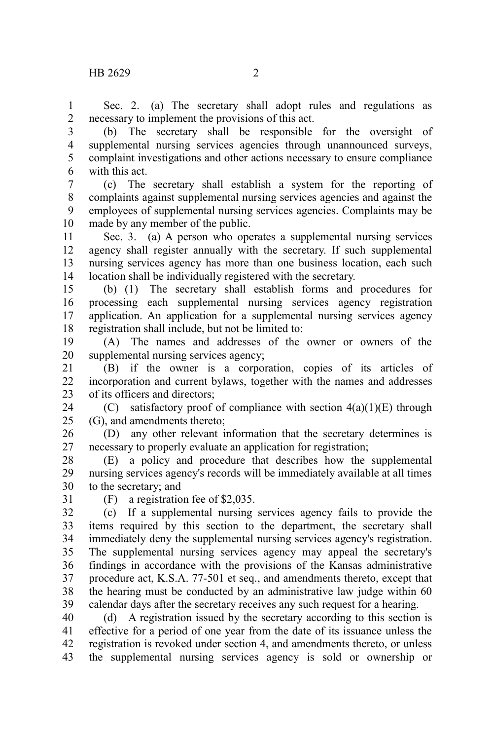Sec. 2. (a) The secretary shall adopt rules and regulations as necessary to implement the provisions of this act.

(b) The secretary shall be responsible for the oversight of supplemental nursing services agencies through unannounced surveys, complaint investigations and other actions necessary to ensure compliance with this act.

(c) The secretary shall establish a system for the reporting of complaints against supplemental nursing services agencies and against the employees of supplemental nursing services agencies. Complaints may be made by any member of the public.

Sec. 3. (a) A person who operates a supplemental nursing services agency shall register annually with the secretary. If such supplemental nursing services agency has more than one business location, each such location shall be individually registered with the secretary.

(b) (1) The secretary shall establish forms and procedures for processing each supplemental nursing services agency registration application. An application for a supplemental nursing services agency registration shall include, but not be limited to:

(A) The names and addresses of the owner or owners of the supplemental nursing services agency;

(B) if the owner is a corporation, copies of its articles of incorporation and current bylaws, together with the names and addresses of its officers and directors;

(C) satisfactory proof of compliance with section 4(a)(1)(E) through (G), and amendments thereto;

(D) any other relevant information that the secretary determines is necessary to properly evaluate an application for registration;

(E) a policy and procedure that describes how the supplemental nursing services agency's records will be immediately available at all times to the secretary; and

(F) a registration fee of $2,035.

(c) If a supplemental nursing services agency fails to provide the items required by this section to the department, the secretary shall immediately deny the supplemental nursing services agency's registration. The supplemental nursing services agency may appeal the secretary's findings in accordance with the provisions of the Kansas administrative procedure act, K.S.A. 77-501 et seq., and amendments thereto, except that the hearing must be conducted by an administrative law judge within 60 calendar days after the secretary receives any such request for a hearing.

(d) A registration issued by the secretary according to this section is effective for a period of one year from the date of its issuance unless the registration is revoked under section 4, and amendments thereto, or unless the supplemental nursing services agency is sold or ownership or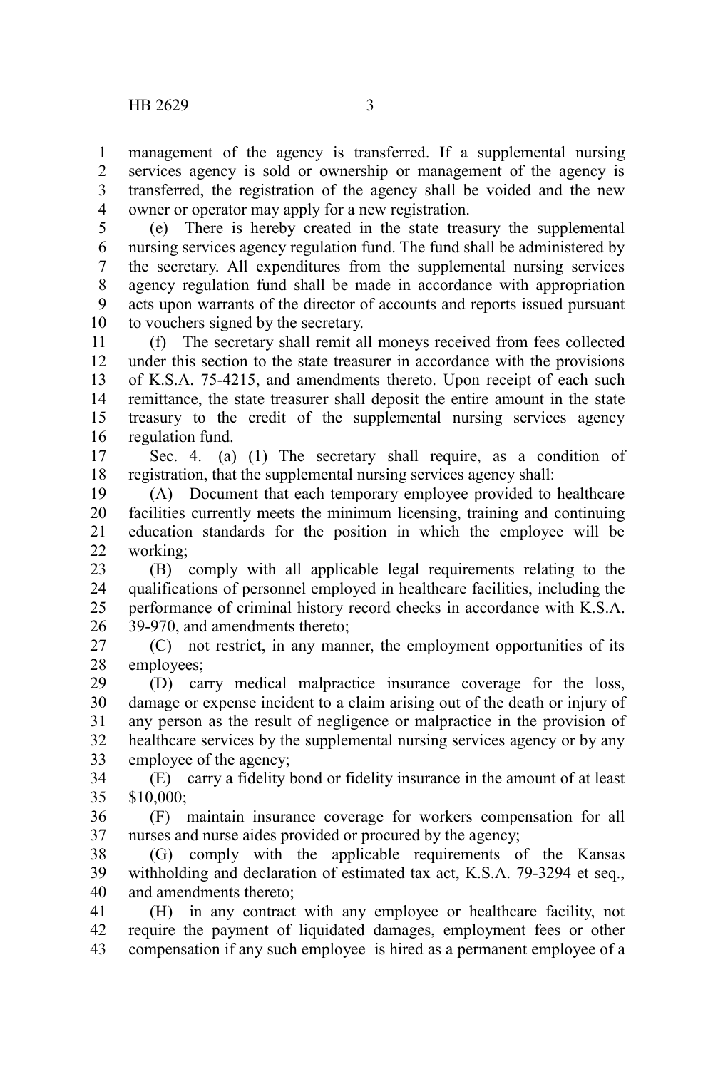management of the agency is transferred. If a supplemental nursing services agency is sold or ownership or management of the agency is transferred, the registration of the agency shall be voided and the new owner or operator may apply for a new registration.

(e) There is hereby created in the state treasury the supplemental nursing services agency regulation fund. The fund shall be administered by the secretary. All expenditures from the supplemental nursing services agency regulation fund shall be made in accordance with appropriation acts upon warrants of the director of accounts and reports issued pursuant to vouchers signed by the secretary.

(f) The secretary shall remit all moneys received from fees collected under this section to the state treasurer in accordance with the provisions of K.S.A. 75-4215, and amendments thereto. Upon receipt of each such remittance, the state treasurer shall deposit the entire amount in the state treasury to the credit of the supplemental nursing services agency regulation fund.

Sec. 4. (a) (1) The secretary shall require, as a condition of registration, that the supplemental nursing services agency shall:

(A) Document that each temporary employee provided to healthcare facilities currently meets the minimum licensing, training and continuing education standards for the position in which the employee will be working;

(B) comply with all applicable legal requirements relating to the qualifications of personnel employed in healthcare facilities, including the performance of criminal history record checks in accordance with K.S.A. 39-970, and amendments thereto;

(C) not restrict, in any manner, the employment opportunities of its employees;

(D) carry medical malpractice insurance coverage for the loss, damage or expense incident to a claim arising out of the death or injury of any person as the result of negligence or malpractice in the provision of healthcare services by the supplemental nursing services agency or by any employee of the agency;

(E) carry a fidelity bond or fidelity insurance in the amount of at least $10,000;

(F) maintain insurance coverage for workers compensation for all nurses and nurse aides provided or procured by the agency;

(G) comply with the applicable requirements of the Kansas withholding and declaration of estimated tax act, K.S.A. 79-3294 et seq., and amendments thereto;

(H) in any contract with any employee or healthcare facility, not require the payment of liquidated damages, employment fees or other compensation if any such employee is hired as a permanent employee of a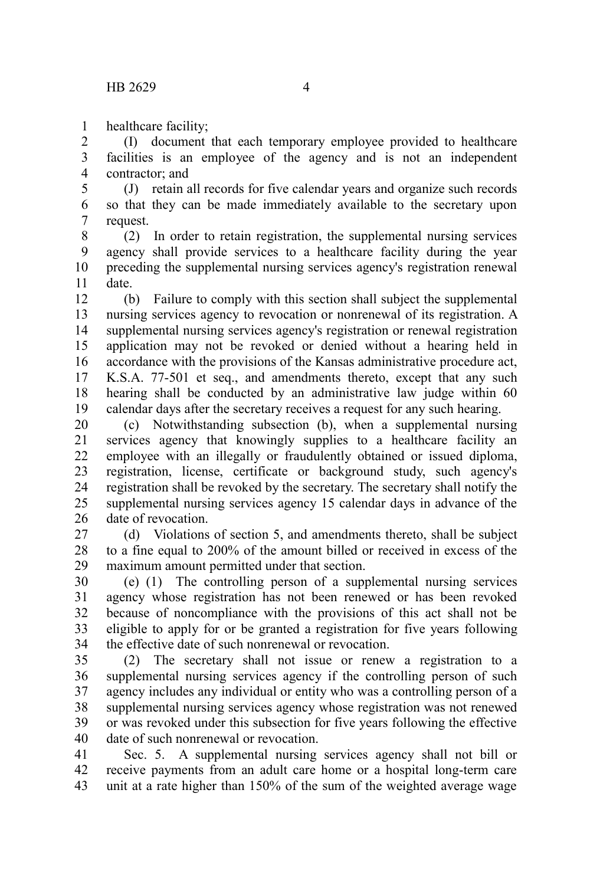healthcare facility;

(I) document that each temporary employee provided to healthcare facilities is an employee of the agency and is not an independent contractor; and

(J) retain all records for five calendar years and organize such records so that they can be made immediately available to the secretary upon request.

(2) In order to retain registration, the supplemental nursing services agency shall provide services to a healthcare facility during the year preceding the supplemental nursing services agency's registration renewal date.

(b) Failure to comply with this section shall subject the supplemental nursing services agency to revocation or nonrenewal of its registration. A supplemental nursing services agency's registration or renewal registration application may not be revoked or denied without a hearing held in accordance with the provisions of the Kansas administrative procedure act, K.S.A. 77-501 et seq., and amendments thereto, except that any such hearing shall be conducted by an administrative law judge within 60 calendar days after the secretary receives a request for any such hearing.

(c) Notwithstanding subsection (b), when a supplemental nursing services agency that knowingly supplies to a healthcare facility an employee with an illegally or fraudulently obtained or issued diploma, registration, license, certificate or background study, such agency's registration shall be revoked by the secretary. The secretary shall notify the supplemental nursing services agency 15 calendar days in advance of the date of revocation.

(d) Violations of section 5, and amendments thereto, shall be subject to a fine equal to 200% of the amount billed or received in excess of the maximum amount permitted under that section.

(e) (1) The controlling person of a supplemental nursing services agency whose registration has not been renewed or has been revoked because of noncompliance with the provisions of this act shall not be eligible to apply for or be granted a registration for five years following the effective date of such nonrenewal or revocation.

(2) The secretary shall not issue or renew a registration to a supplemental nursing services agency if the controlling person of such agency includes any individual or entity who was a controlling person of a supplemental nursing services agency whose registration was not renewed or was revoked under this subsection for five years following the effective date of such nonrenewal or revocation.

Sec. 5. A supplemental nursing services agency shall not bill or receive payments from an adult care home or a hospital long-term care unit at a rate higher than 150% of the sum of the weighted average wage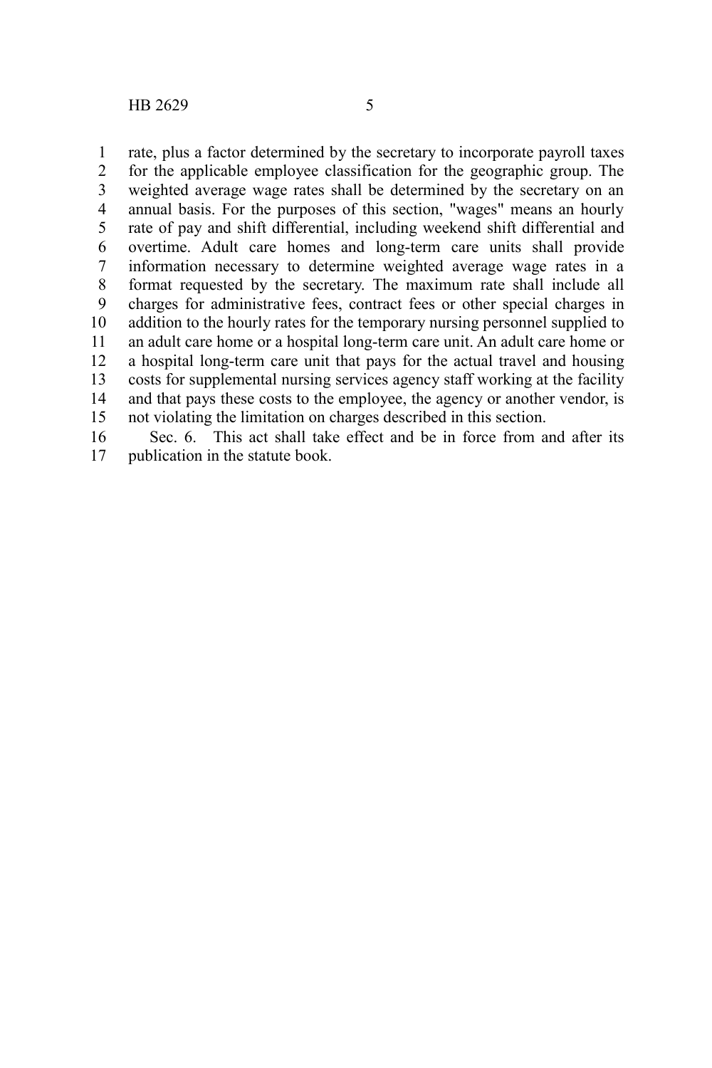rate, plus a factor determined by the secretary to incorporate payroll taxes for the applicable employee classification for the geographic group. The weighted average wage rates shall be determined by the secretary on an annual basis. For the purposes of this section, "wages" means an hourly rate of pay and shift differential, including weekend shift differential and overtime. Adult care homes and long-term care units shall provide information necessary to determine weighted average wage rates in a format requested by the secretary. The maximum rate shall include all charges for administrative fees, contract fees or other special charges in addition to the hourly rates for the temporary nursing personnel supplied to an adult care home or a hospital long-term care unit. An adult care home or a hospital long-term care unit that pays for the actual travel and housing costs for supplemental nursing services agency staff working at the facility and that pays these costs to the employee, the agency or another vendor, is not violating the limitation on charges described in this section.

Sec. 6. This act shall take effect and be in force from and after its publication in the statute book.